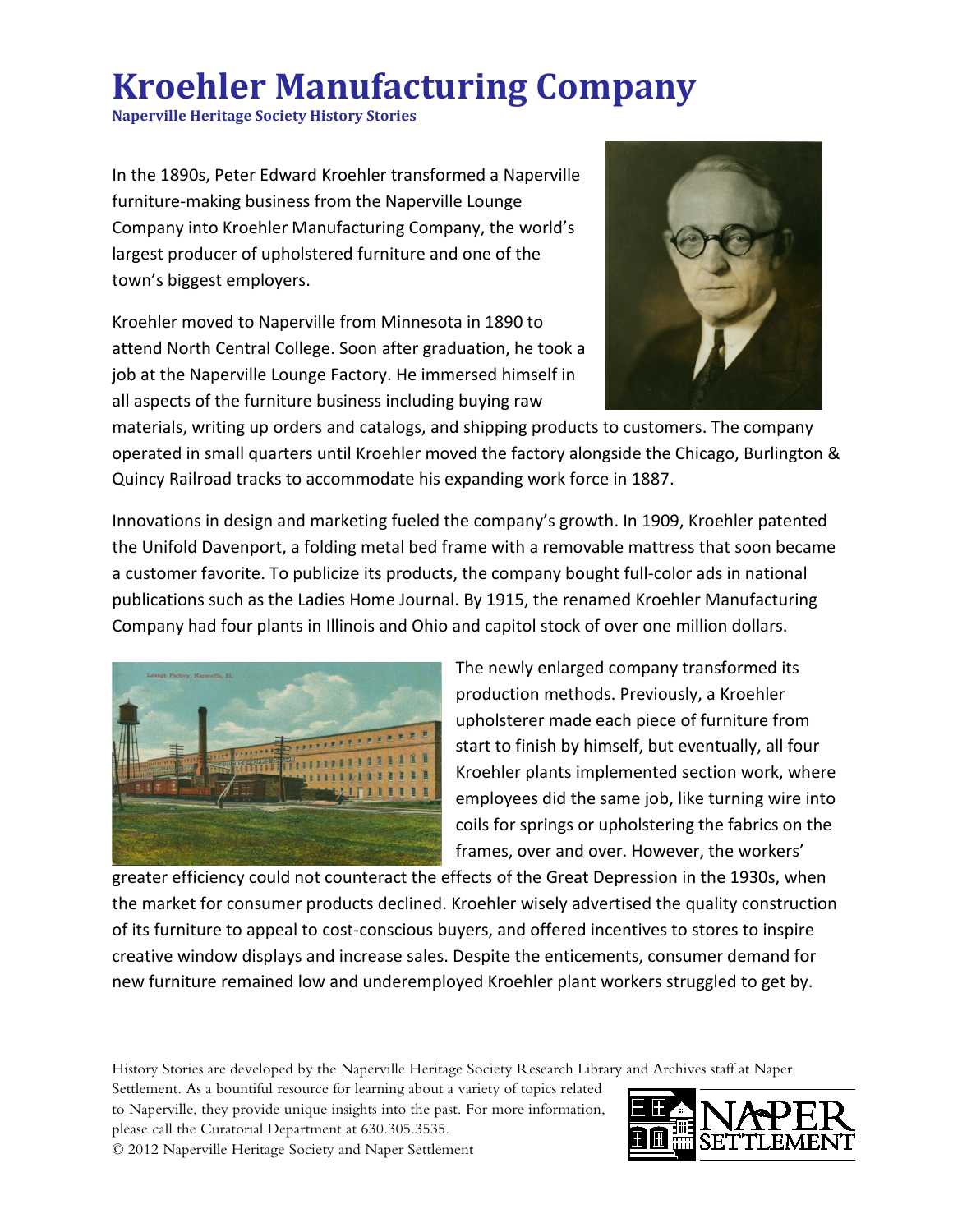# Kroehler Manufacturing Company

**Naperville Heritage Society History Stories**

In the 1890s, Peter Edward Kroehler transformed a Naperville furniture-making business from the Naperville Lounge Company into Kroehler Manufacturing Company, the world's largest producer of upholstered furniture and one of the town's biggest employers.

Kroehler moved to Naperville from Minnesota in 1890 to attend North Central College. Soon after graduation, he took a job at the Naperville Lounge Factory. He immersed himself in all aspects of the furniture business including buying raw materials, writing up orders and catalogs, and shipping products to customers. The company operated in small quarters until Kroehler moved the factory alongside the Chicago, Burlington & Quincy Railroad tracks to accommodate his expanding work force in 1887.

Innovations in design and marketing fueled the company's growth. In 1909, Kroehler patented the Unifold Davenport, a folding metal bed frame with a removable mattress that soon became a customer favorite. To publicize its products, the company bought full-color ads in national publications such as the Ladies Home Journal. By 1915, the renamed Kroehler Manufacturing Company had four plants in Illinois and Ohio and capitol stock of over one million dollars.

The newly enlarged company transformed its production methods. Previously, a Kroehler upholsterer made each piece of furniture from start to finish by himself, but eventually, all four Kroehler plants implemented section work, where employees did the same job, like turning wire into coils for springs or upholstering the fabrics on the frames, over and over. However, the workers' greater efficiency could not counteract the effects of the Great Depression in the 1930s, when the market for consumer products declined. Kroehler wisely advertised the quality construction of its furniture to appeal to cost-conscious buyers, and offered incentives to stores to inspire creative window displays and increase sales. Despite the enticements, consumer demand for new furniture remained low and underemployed Kroehler plant workers struggled to get by.

History Stories are developed by the Naperville Heritage Society Research Library and Archives staff at Naper Settlement. As a bountiful resource for learning about a variety of topics related to Naperville, they provide unique insights into the past. For more information, please call the Curatorial Department at 630.305.3535.
© 2012 Naperville Heritage Society and Naper Settlement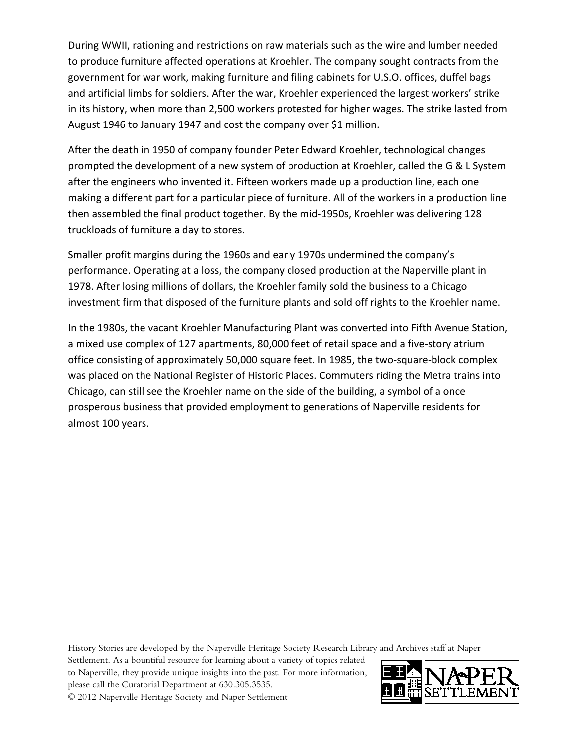During WWII, rationing and restrictions on raw materials such as the wire and lumber needed to produce furniture affected operations at Kroehler. The company sought contracts from the government for war work, making furniture and filing cabinets for U.S.O. offices, duffel bags and artificial limbs for soldiers. After the war, Kroehler experienced the largest workers' strike in its history, when more than 2,500 workers protested for higher wages. The strike lasted from August 1946 to January 1947 and cost the company over $1 million.

After the death in 1950 of company founder Peter Edward Kroehler, technological changes prompted the development of a new system of production at Kroehler, called the G & L System after the engineers who invented it. Fifteen workers made up a production line, each one making a different part for a particular piece of furniture. All of the workers in a production line then assembled the final product together. By the mid-1950s, Kroehler was delivering 128 truckloads of furniture a day to stores.

Smaller profit margins during the 1960s and early 1970s undermined the company's performance. Operating at a loss, the company closed production at the Naperville plant in 1978. After losing millions of dollars, the Kroehler family sold the business to a Chicago investment firm that disposed of the furniture plants and sold off rights to the Kroehler name.

In the 1980s, the vacant Kroehler Manufacturing Plant was converted into Fifth Avenue Station, a mixed use complex of 127 apartments, 80,000 feet of retail space and a five-story atrium office consisting of approximately 50,000 square feet. In 1985, the two-square-block complex was placed on the National Register of Historic Places. Commuters riding the Metra trains into Chicago, can still see the Kroehler name on the side of the building, a symbol of a once prosperous business that provided employment to generations of Naperville residents for almost 100 years.

History Stories are developed by the Naperville Heritage Society Research Library and Archives staff at Naper Settlement. As a bountiful resource for learning about a variety of topics related to Naperville, they provide unique insights into the past. For more information, please call the Curatorial Department at 630.305.3535.
© 2012 Naperville Heritage Society and Naper Settlement

NAPER SETTLEMENT